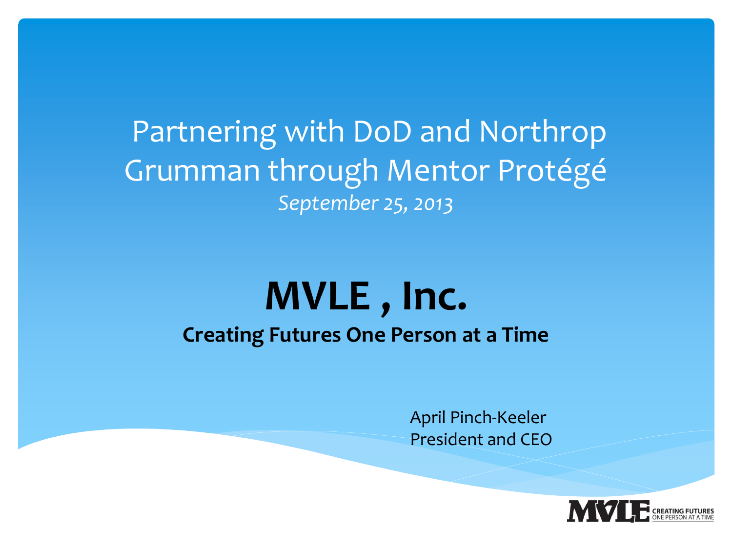# Partnering with DoD and Northrop Grumman through Mentor Protégé

*September 25, 2013*

# MVLE , Inc.

**Creating Futures One Person at a Time**

April Pinch-Keeler
President and CEO

MVLE CREATING FUTURES ONE PERSON AT A TIME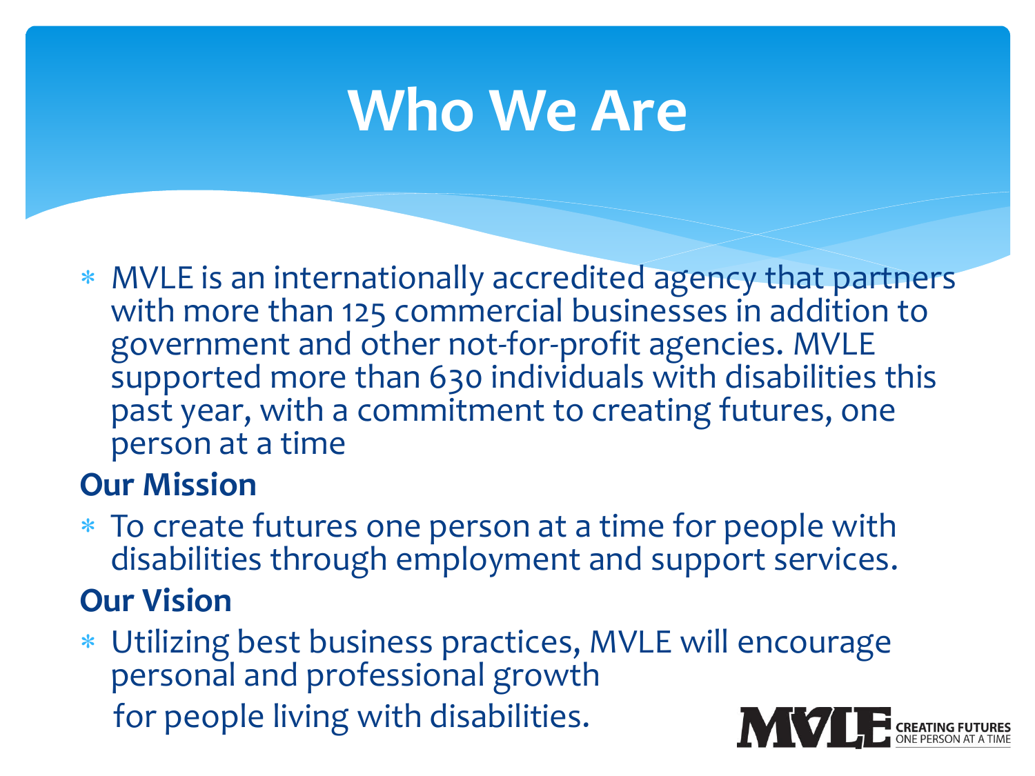# Who We Are

- MVLE is an internationally accredited agency that partners with more than 125 commercial businesses in addition to government and other not-for-profit agencies. MVLE supported more than 630 individuals with disabilities this past year, with a commitment to creating futures, one person at a time

**Our Mission**

- To create futures one person at a time for people with disabilities through employment and support services.

**Our Vision**

- Utilizing best business practices, MVLE will encourage personal and professional growth for people living with disabilities.

MVLE CREATING FUTURES ONE PERSON AT A TIME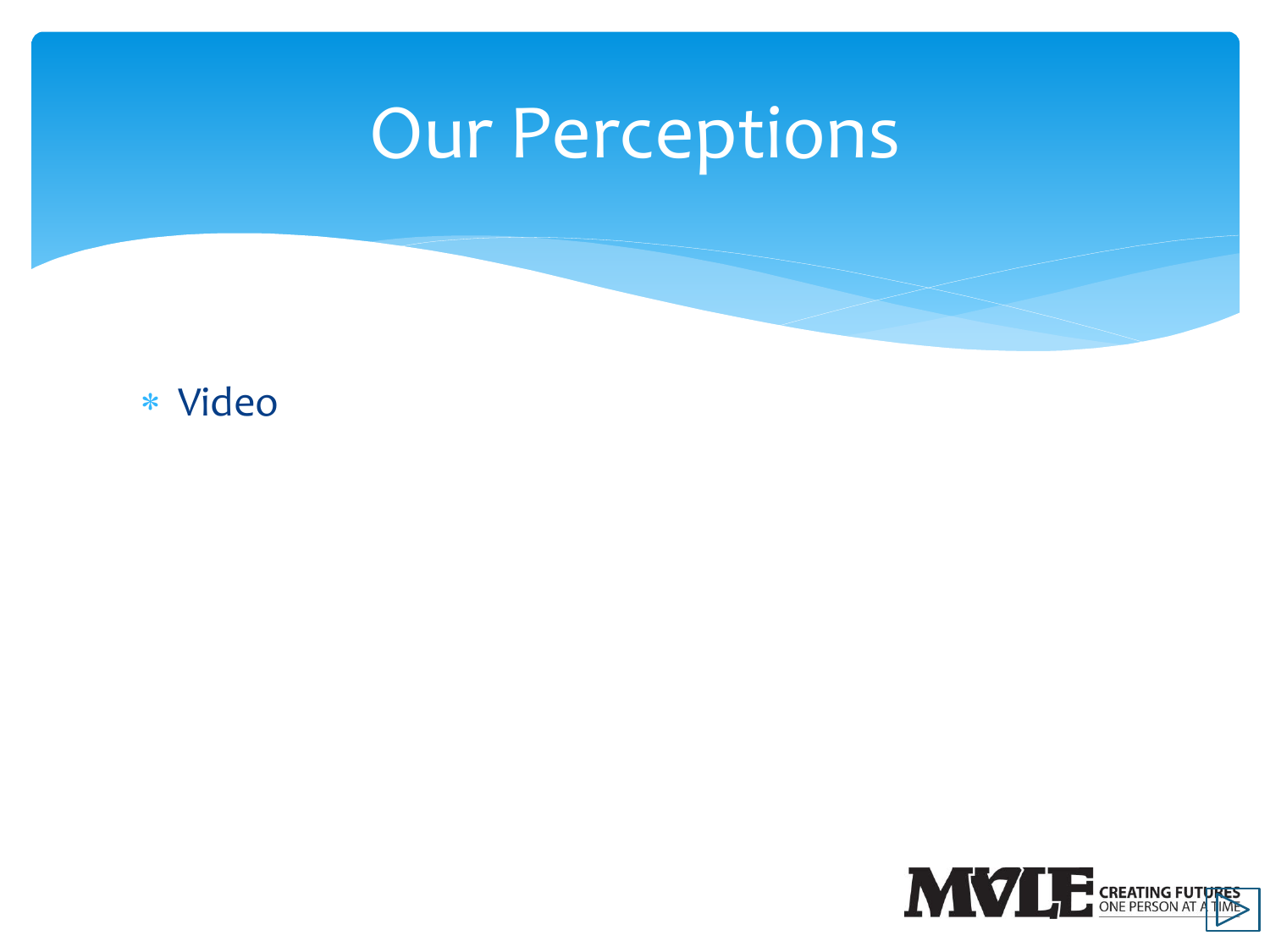# Our Perceptions

- Video

MVLE CREATING FUTURES ONE PERSON AT A TIME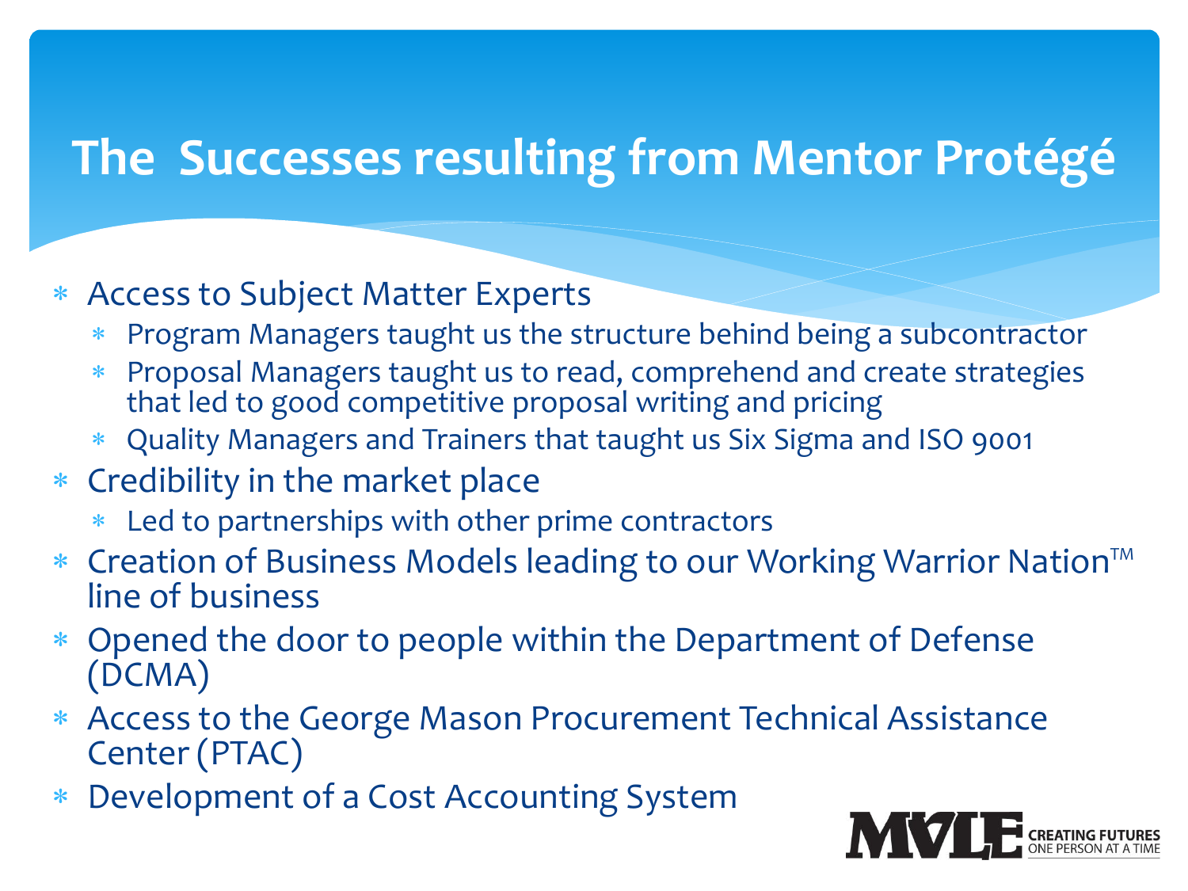# The Successes resulting from Mentor Protégé

- Access to Subject Matter Experts
  - Program Managers taught us the structure behind being a subcontractor
  - Proposal Managers taught us to read, comprehend and create strategies that led to good competitive proposal writing and pricing
  - Quality Managers and Trainers that taught us Six Sigma and ISO 9001
- Credibility in the market place
  - Led to partnerships with other prime contractors
- Creation of Business Models leading to our Working Warrior Nation™ line of business
- Opened the door to people within the Department of Defense (DCMA)
- Access to the George Mason Procurement Technical Assistance Center (PTAC)
- Development of a Cost Accounting System

MVLE CREATING FUTURES ONE PERSON AT A TIME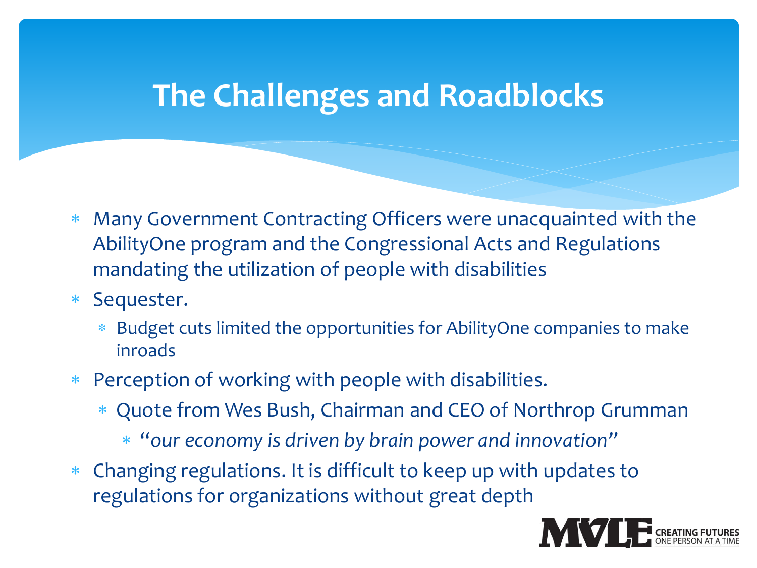# The Challenges and Roadblocks

- Many Government Contracting Officers were unacquainted with the AbilityOne program and the Congressional Acts and Regulations mandating the utilization of people with disabilities
- Sequester.
  - Budget cuts limited the opportunities for AbilityOne companies to make inroads
- Perception of working with people with disabilities.
  - Quote from Wes Bush, Chairman and CEO of Northrop Grumman
    - *"our economy is driven by brain power and innovation"*
- Changing regulations. It is difficult to keep up with updates to regulations for organizations without great depth

MVLE CREATING FUTURES ONE PERSON AT A TIME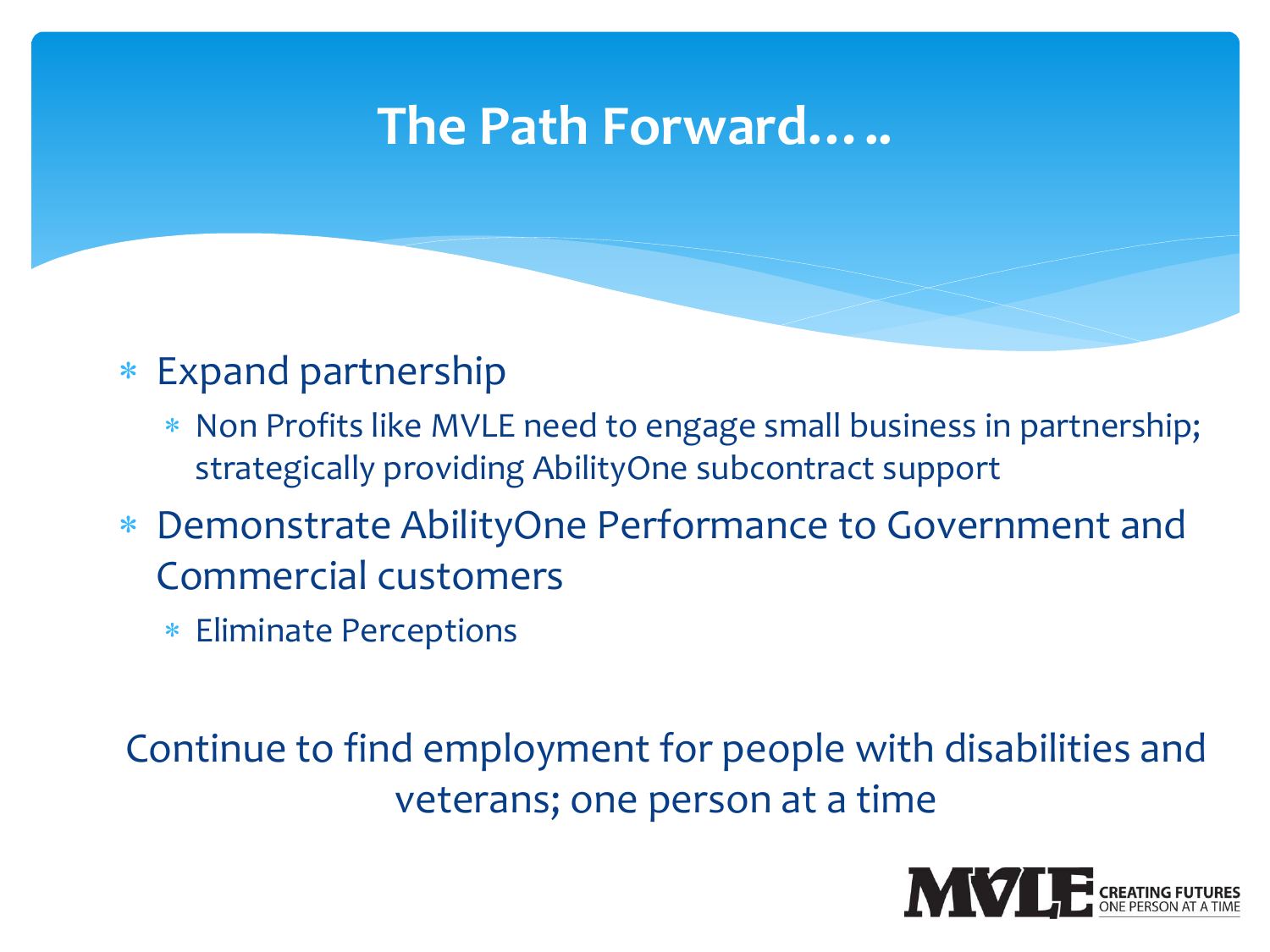# The Path Forward…..

- Expand partnership
  - Non Profits like MVLE need to engage small business in partnership; strategically providing AbilityOne subcontract support
- Demonstrate AbilityOne Performance to Government and Commercial customers
  - Eliminate Perceptions

Continue to find employment for people with disabilities and veterans; one person at a time

MVLE CREATING FUTURES ONE PERSON AT A TIME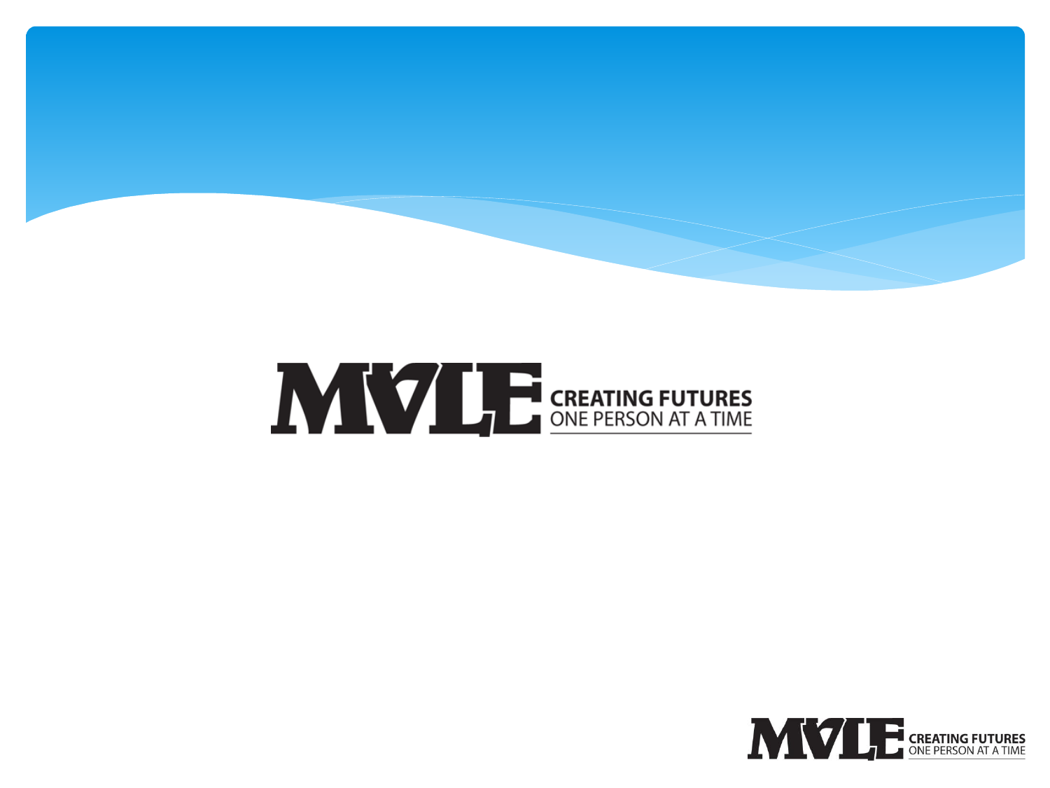MVLE

CREATING FUTURES
ONE PERSON AT A TIME